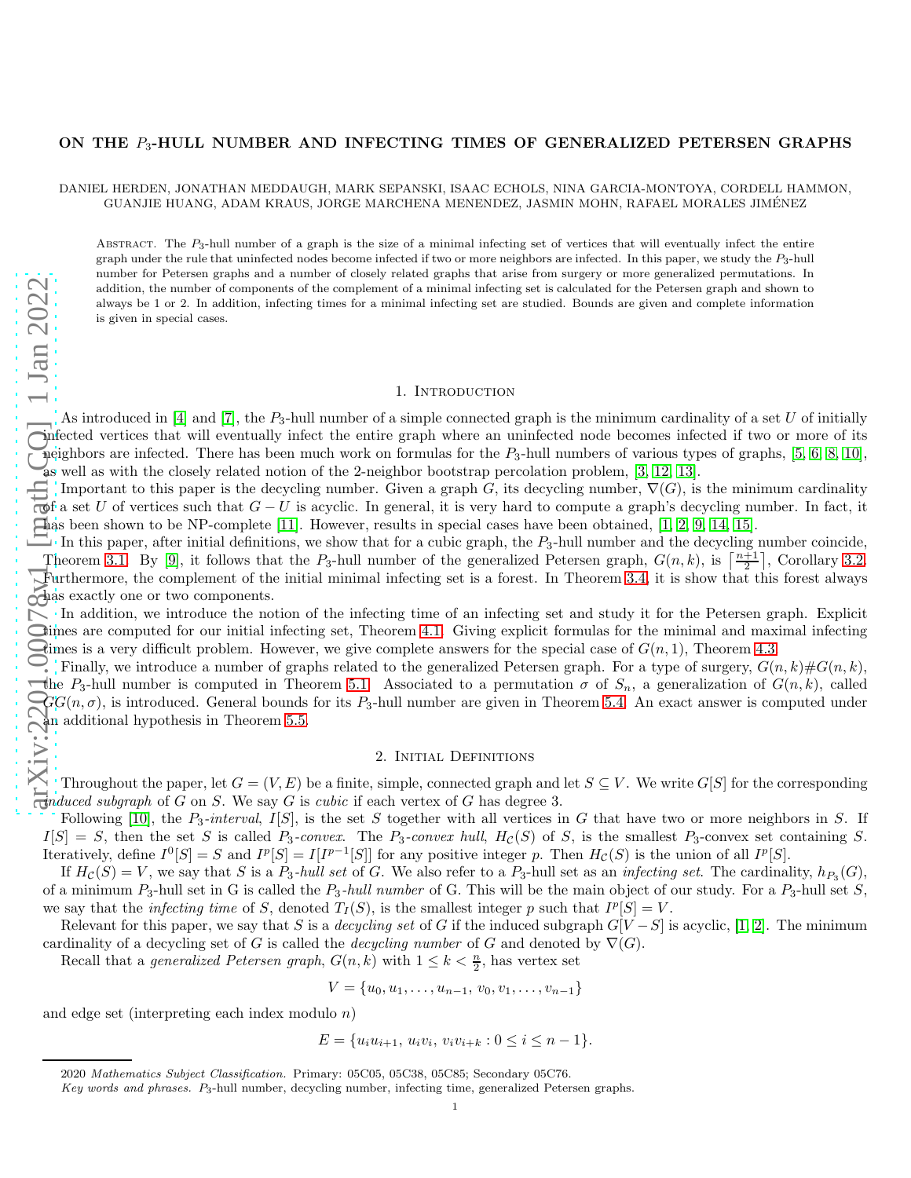# ON THE $P_3$-HULL NUMBER AND INFECTING TIMES OF GENERALIZED PETERSEN GRAPHS

DANIEL HERDEN, JONATHAN MEDDAUGH, MARK SEPANSKI, ISAAC ECHOLS, NINA GARCIA-MONTOYA, CORDELL HAMMON, GUANJIE HUANG, ADAM KRAUS, JORGE MARCHENA MENENDEZ, JASMIN MOHN, RAFAEL MORALES JIMÉNEZ

ABSTRACT. The $P_3$-hull number of a graph is the size of a minimal infecting set of vertices that will eventually infect the entire graph under the rule that uninfected nodes become infected if two or more neighbors are infected. In this paper, we study the $P_3$-hull number for Petersen graphs and a number of closely related graphs that arise from surgery or more generalized permutations. In addition, the number of components of the complement of a minimal infecting set is calculated for the Petersen graph and shown to always be 1 or 2. In addition, infecting times for a minimal infecting set are studied. Bounds are given and complete information is given in special cases.

## 1. INTRODUCTION

As introduced in [4] and [7], the $P_3$-hull number of a simple connected graph is the minimum cardinality of a set $U$ of initially infected vertices that will eventually infect the entire graph where an uninfected node becomes infected if two or more of its neighbors are infected. There has been much work on formulas for the $P_3$-hull numbers of various types of graphs, [5, 6, 8, 10], as well as with the closely related notion of the 2-neighbor bootstrap percolation problem, [3, 12, 13].

Important to this paper is the decycling number. Given a graph $G$, its decycling number, $\nabla(G)$, is the minimum cardinality of a set $U$ of vertices such that $G - U$ is acyclic. In general, it is very hard to compute a graph's decycling number. In fact, it has been shown to be NP-complete [11]. However, results in special cases have been obtained, [1, 2, 9, 14, 15].

In this paper, after initial definitions, we show that for a cubic graph, the $P_3$-hull number and the decycling number coincide, Theorem 3.1. By [9], it follows that the $P_3$-hull number of the generalized Petersen graph, $G(n,k)$, is $\lceil \frac{n+1}{2} \rceil$, Corollary 3.2. Furthermore, the complement of the initial minimal infecting set is a forest. In Theorem 3.4, it is show that this forest always has exactly one or two components.

In addition, we introduce the notion of the infecting time of an infecting set and study it for the Petersen graph. Explicit times are computed for our initial infecting set, Theorem 4.1. Giving explicit formulas for the minimal and maximal infecting times is a very difficult problem. However, we give complete answers for the special case of $G(n,1)$, Theorem 4.3.

Finally, we introduce a number of graphs related to the generalized Petersen graph. For a type of surgery, $G(n,k)\#G(n,k)$, the $P_3$-hull number is computed in Theorem 5.1. Associated to a permutation $\sigma$ of $S_n$, a generalization of $G(n,k)$, called $GG(n,\sigma)$, is introduced. General bounds for its $P_3$-hull number are given in Theorem 5.4. An exact answer is computed under an additional hypothesis in Theorem 5.5.

## 2. INITIAL DEFINITIONS

Throughout the paper, let $G = (V, E)$ be a finite, simple, connected graph and let $S \subseteq V$. We write $G[S]$ for the corresponding *induced subgraph* of $G$ on $S$. We say $G$ is *cubic* if each vertex of $G$ has degree 3.

Following [10], the *$P_3$-interval*, $I[S]$, is the set $S$ together with all vertices in $G$ that have two or more neighbors in $S$. If $I[S] = S$, then the set $S$ is called *$P_3$-convex*. The *$P_3$-convex hull*, $H_{\mathcal{C}}(S)$ of $S$, is the smallest $P_3$-convex set containing $S$. Iteratively, define $I^0[S] = S$ and $I^p[S] = I[I^{p-1}[S]]$ for any positive integer $p$. Then $H_{\mathcal{C}}(S)$ is the union of all $I^p[S]$.

If $H_{\mathcal{C}}(S) = V$, we say that $S$ is a *$P_3$-hull set* of $G$. We also refer to a $P_3$-hull set as an *infecting set*. The cardinality, $h_{P_3}(G)$, of a minimum $P_3$-hull set in G is called the *$P_3$-hull number* of G. This will be the main object of our study. For a $P_3$-hull set $S$, we say that the *infecting time* of $S$, denoted $T_I(S)$, is the smallest integer $p$ such that $I^p[S] = V$.

Relevant for this paper, we say that $S$ is a *decycling set* of $G$ if the induced subgraph $G[V - S]$ is acyclic, [1, 2]. The minimum cardinality of a decycling set of $G$ is called the *decycling number* of $G$ and denoted by $\nabla(G)$.

Recall that a *generalized Petersen graph*, $G(n,k)$ with $1 \leq k < \frac{n}{2}$, has vertex set

$$V = \{u_0, u_1, \ldots, u_{n-1},\, v_0, v_1, \ldots, v_{n-1}\}$$

and edge set (interpreting each index modulo $n$)

$$E = \{u_i u_{i+1},\, u_i v_i,\, v_i v_{i+k} : 0 \leq i \leq n-1\}.$$

2020 *Mathematics Subject Classification.* Primary: 05C05, 05C38, 05C85; Secondary 05C76.

*Key words and phrases.* $P_3$-hull number, decycling number, infecting time, generalized Petersen graphs.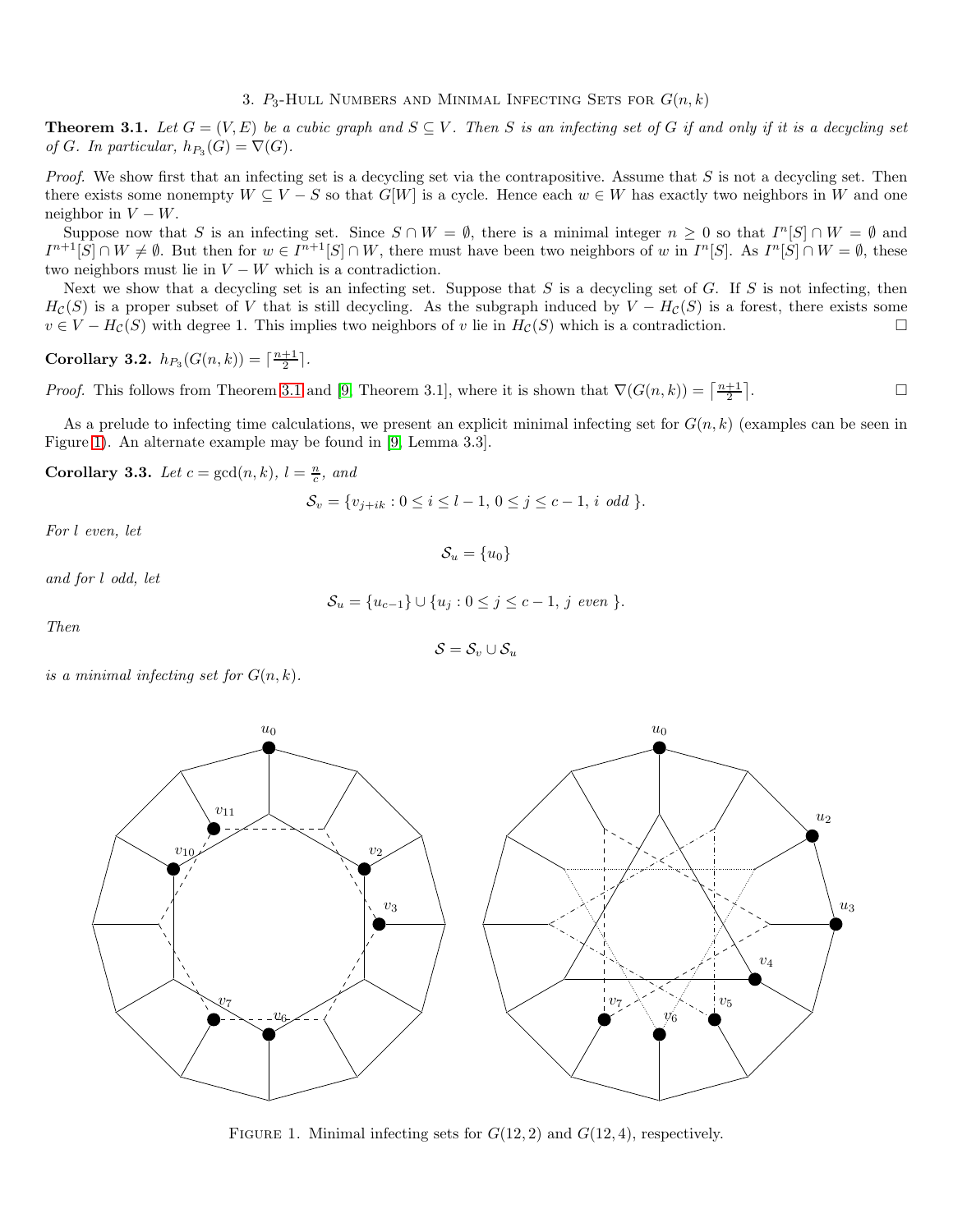## 3. $P_3$-Hull Numbers and Minimal Infecting Sets for $G(n,k)$

**Theorem 3.1.** *Let $G = (V, E)$ be a cubic graph and $S \subseteq V$. Then $S$ is an infecting set of $G$ if and only if it is a decycling set of $G$. In particular, $h_{P_3}(G) = \nabla(G)$.*

*Proof.* We show first that an infecting set is a decycling set via the contrapositive. Assume that $S$ is not a decycling set. Then there exists some nonempty $W \subseteq V - S$ so that $G[W]$ is a cycle. Hence each $w \in W$ has exactly two neighbors in $W$ and one neighbor in $V - W$.

Suppose now that $S$ is an infecting set. Since $S \cap W = \emptyset$, there is a minimal integer $n \geq 0$ so that $I^n[S] \cap W = \emptyset$ and $I^{n+1}[S] \cap W \neq \emptyset$. But then for $w \in I^{n+1}[S] \cap W$, there must have been two neighbors of $w$ in $I^n[S]$. As $I^n[S] \cap W = \emptyset$, these two neighbors must lie in $V - W$ which is a contradiction.

Next we show that a decycling set is an infecting set. Suppose that $S$ is a decycling set of $G$. If $S$ is not infecting, then $H_{\mathcal{C}}(S)$ is a proper subset of $V$ that is still decycling. As the subgraph induced by $V - H_{\mathcal{C}}(S)$ is a forest, there exists some $v \in V - H_{\mathcal{C}}(S)$ with degree 1. This implies two neighbors of $v$ lie in $H_{\mathcal{C}}(S)$ which is a contradiction. □

**Corollary 3.2.** $h_{P_3}(G(n,k)) = \lceil \frac{n+1}{2} \rceil$.

*Proof.* This follows from Theorem 3.1 and [9, Theorem 3.1], where it is shown that $\nabla(G(n,k)) = \lceil \frac{n+1}{2} \rceil$. □

As a prelude to infecting time calculations, we present an explicit minimal infecting set for $G(n,k)$ (examples can be seen in Figure 1). An alternate example may be found in [9, Lemma 3.3].

**Corollary 3.3.** *Let $c = \gcd(n,k)$, $l = \frac{n}{c}$, and*

$$\mathcal{S}_v = \{v_{j+ik} : 0 \leq i \leq l-1,\ 0 \leq j \leq c-1,\ i \text{ odd}\}.$$

*For $l$ even, let*

$$\mathcal{S}_u = \{u_0\}$$

*and for $l$ odd, let*

$$\mathcal{S}_u = \{u_{c-1}\} \cup \{u_j : 0 \leq j \leq c-1,\ j \text{ even}\}.$$

*Then*

$$\mathcal{S} = \mathcal{S}_v \cup \mathcal{S}_u$$

*is a minimal infecting set for $G(n,k)$.*

Figure 1. Minimal infecting sets for $G(12,2)$ and $G(12,4)$, respectively.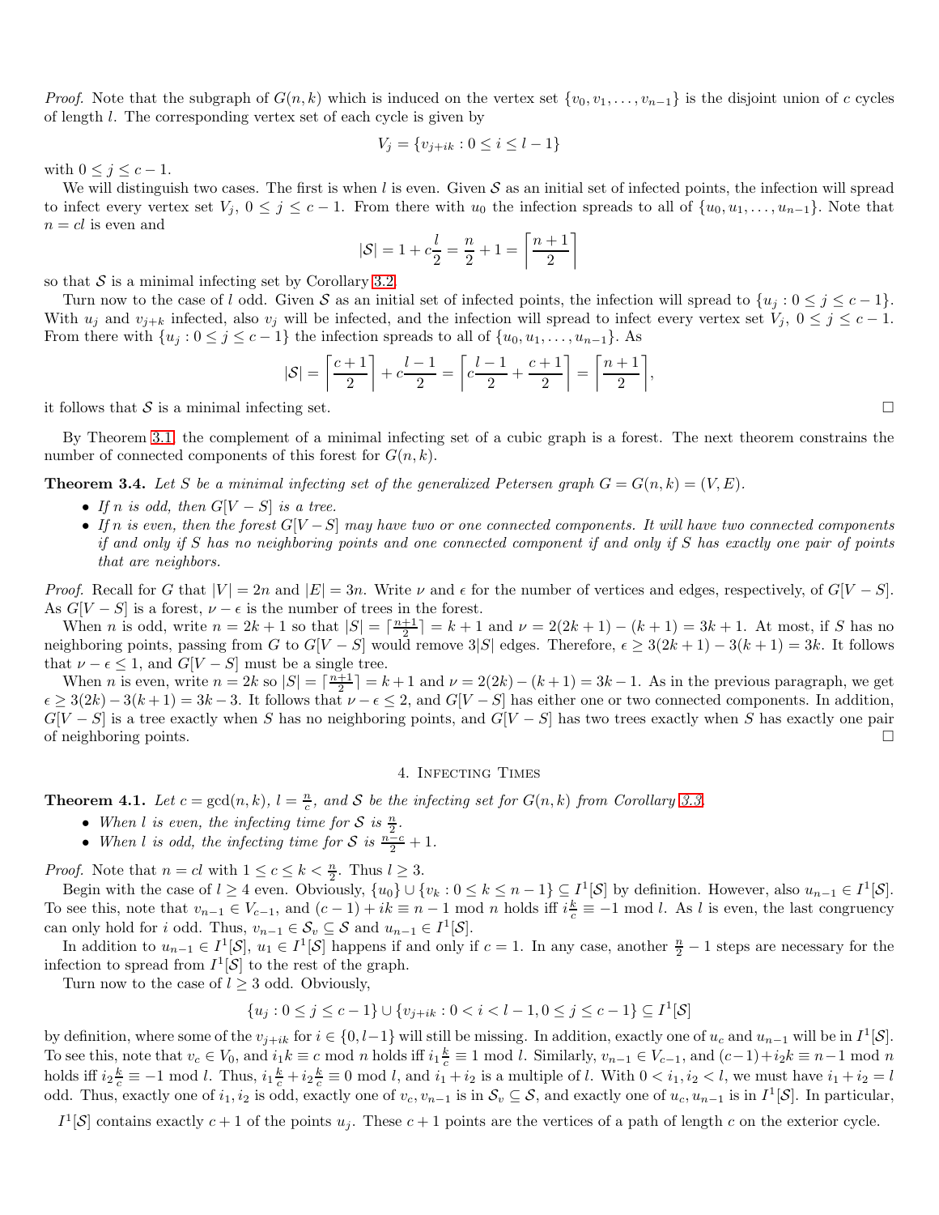*Proof.* Note that the subgraph of $G(n, k)$ which is induced on the vertex set $\{v_0, v_1, \ldots, v_{n-1}\}$ is the disjoint union of $c$ cycles of length $l$. The corresponding vertex set of each cycle is given by

$$V_j = \{v_{j+ik} : 0 \le i \le l-1\}$$

with $0 \le j \le c-1$.

We will distinguish two cases. The first is when $l$ is even. Given $\mathcal{S}$ as an initial set of infected points, the infection will spread to infect every vertex set $V_j$, $0 \le j \le c-1$. From there with $u_0$ the infection spreads to all of $\{u_0, u_1, \ldots, u_{n-1}\}$. Note that $n = cl$ is even and

$$|\mathcal{S}| = 1 + c\frac{l}{2} = \frac{n}{2} + 1 = \left\lceil \frac{n+1}{2} \right\rceil$$

so that $\mathcal{S}$ is a minimal infecting set by Corollary 3.2.

Turn now to the case of $l$ odd. Given $\mathcal{S}$ as an initial set of infected points, the infection will spread to $\{u_j : 0 \le j \le c-1\}$. With $u_j$ and $v_{j+k}$ infected, also $v_j$ will be infected, and the infection will spread to infect every vertex set $V_j$, $0 \le j \le c-1$. From there with $\{u_j : 0 \le j \le c-1\}$ the infection spreads to all of $\{u_0, u_1, \ldots, u_{n-1}\}$. As

$$|\mathcal{S}| = \left\lceil \frac{c+1}{2} \right\rceil + c\frac{l-1}{2} = \left\lceil c\frac{l-1}{2} + \frac{c+1}{2} \right\rceil = \left\lceil \frac{n+1}{2} \right\rceil,$$

it follows that $\mathcal{S}$ is a minimal infecting set. □

By Theorem 3.1 the complement of a minimal infecting set of a cubic graph is a forest. The next theorem constrains the number of connected components of this forest for $G(n, k)$.

**Theorem 3.4.** *Let $S$ be a minimal infecting set of the generalized Petersen graph $G = G(n, k) = (V, E)$.*

- *If $n$ is odd, then $G[V - S]$ is a tree.*
- *If $n$ is even, then the forest $G[V - S]$ may have two or one connected components. It will have two connected components if and only if $S$ has no neighboring points and one connected component if and only if $S$ has exactly one pair of points that are neighbors.*

*Proof.* Recall for $G$ that $|V| = 2n$ and $|E| = 3n$. Write $\nu$ and $\epsilon$ for the number of vertices and edges, respectively, of $G[V - S]$. As $G[V - S]$ is a forest, $\nu - \epsilon$ is the number of trees in the forest.

When $n$ is odd, write $n = 2k + 1$ so that $|S| = \lceil \frac{n+1}{2} \rceil = k + 1$ and $\nu = 2(2k + 1) - (k + 1) = 3k + 1$. At most, if $S$ has no neighboring points, passing from $G$ to $G[V - S]$ would remove $3|S|$ edges. Therefore, $\epsilon \ge 3(2k + 1) - 3(k + 1) = 3k$. It follows that $\nu - \epsilon \le 1$, and $G[V - S]$ must be a single tree.

When $n$ is even, write $n = 2k$ so $|S| = \lceil \frac{n+1}{2} \rceil = k + 1$ and $\nu = 2(2k) - (k + 1) = 3k - 1$. As in the previous paragraph, we get $\epsilon \ge 3(2k) - 3(k + 1) = 3k - 3$. It follows that $\nu - \epsilon \le 2$, and $G[V - S]$ has either one or two connected components. In addition, $G[V - S]$ is a tree exactly when $S$ has no neighboring points, and $G[V - S]$ has two trees exactly when $S$ has exactly one pair of neighboring points. □

## 4. Infecting Times

**Theorem 4.1.** *Let $c = \gcd(n, k)$, $l = \frac{n}{c}$, and $\mathcal{S}$ be the infecting set for $G(n, k)$ from Corollary 3.3.*

- *When $l$ is even, the infecting time for $\mathcal{S}$ is $\frac{n}{2}$.*
- *When $l$ is odd, the infecting time for $\mathcal{S}$ is $\frac{n-c}{2} + 1$.*

*Proof.* Note that $n = cl$ with $1 \le c \le k < \frac{n}{2}$. Thus $l \ge 3$.

Begin with the case of $l \ge 4$ even. Obviously, $\{u_0\} \cup \{v_k : 0 \le k \le n-1\} \subseteq I^1[\mathcal{S}]$ by definition. However, also $u_{n-1} \in I^1[\mathcal{S}]$. To see this, note that $v_{n-1} \in V_{c-1}$, and $(c-1) + ik \equiv n - 1 \bmod n$ holds iff $i\frac{k}{c} \equiv -1 \bmod l$. As $l$ is even, the last congruency can only hold for $i$ odd. Thus, $v_{n-1} \in \mathcal{S}_v \subseteq \mathcal{S}$ and $u_{n-1} \in I^1[\mathcal{S}]$.

In addition to $u_{n-1} \in I^1[\mathcal{S}]$, $u_1 \in I^1[\mathcal{S}]$ happens if and only if $c = 1$. In any case, another $\frac{n}{2} - 1$ steps are necessary for the infection to spread from $I^1[\mathcal{S}]$ to the rest of the graph.

Turn now to the case of $l \ge 3$ odd. Obviously,

$$\{u_j : 0 \le j \le c-1\} \cup \{v_{j+ik} : 0 < i < l-1, 0 \le j \le c-1\} \subseteq I^1[\mathcal{S}]$$

by definition, where some of the $v_{j+ik}$ for $i \in \{0, l-1\}$ will still be missing. In addition, exactly one of $u_c$ and $u_{n-1}$ will be in $I^1[\mathcal{S}]$. To see this, note that $v_c \in V_0$, and $i_1 k \equiv c \bmod n$ holds iff $i_1 \frac{k}{c} \equiv 1 \bmod l$. Similarly, $v_{n-1} \in V_{c-1}$, and $(c-1) + i_2 k \equiv n - 1 \bmod n$ holds iff $i_2 \frac{k}{c} \equiv -1 \bmod l$. Thus, $i_1 \frac{k}{c} + i_2 \frac{k}{c} \equiv 0 \bmod l$, and $i_1 + i_2$ is a multiple of $l$. With $0 < i_1, i_2 < l$, we must have $i_1 + i_2 = l$ odd. Thus, exactly one of $i_1, i_2$ is odd, exactly one of $v_c, v_{n-1}$ is in $\mathcal{S}_v \subseteq \mathcal{S}$, and exactly one of $u_c, u_{n-1}$ is in $I^1[\mathcal{S}]$. In particular, $I^1[\mathcal{S}]$ contains exactly $c + 1$ of the points $u_j$. These $c + 1$ points are the vertices of a path of length $c$ on the exterior cycle.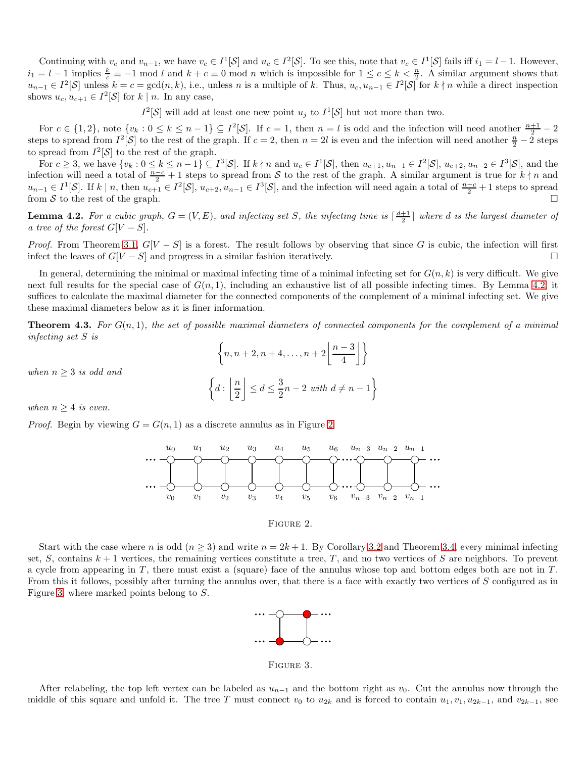Continuing with $v_c$ and $v_{n-1}$, we have $v_c \in I^1[\mathcal{S}]$ and $u_c \in I^2[\mathcal{S}]$. To see this, note that $v_c \in I^1[\mathcal{S}]$ fails iff $i_1 = l-1$. However, $i_1 = l-1$ implies $\frac{k}{c} \equiv -1 \bmod l$ and $k + c \equiv 0 \bmod n$ which is impossible for $1 \le c \le k < \frac{n}{2}$. A similar argument shows that $u_{n-1} \in I^2[\mathcal{S}]$ unless $k = c = \gcd(n,k)$, i.e., unless $n$ is a multiple of $k$. Thus, $u_c, u_{n-1} \in I^2[\mathcal{S}]$ for $k \nmid n$ while a direct inspection shows $u_c, u_{c+1} \in I^2[\mathcal{S}]$ for $k \mid n$. In any case,

$$I^2[\mathcal{S}] \text{ will add at least one new point } u_j \text{ to } I^1[\mathcal{S}] \text{ but not more than two.}$$

For $c \in \{1,2\}$, note $\{v_k : 0 \le k \le n-1\} \subseteq I^2[\mathcal{S}]$. If $c = 1$, then $n = l$ is odd and the infection will need another $\frac{n+1}{2} - 2$ steps to spread from $I^2[\mathcal{S}]$ to the rest of the graph. If $c = 2$, then $n = 2l$ is even and the infection will need another $\frac{n}{2} - 2$ steps to spread from $I^2[\mathcal{S}]$ to the rest of the graph.

For $c \ge 3$, we have $\{v_k : 0 \le k \le n-1\} \subseteq I^3[\mathcal{S}]$. If $k \nmid n$ and $u_c \in I^1[\mathcal{S}]$, then $u_{c+1}, u_{n-1} \in I^2[\mathcal{S}]$, $u_{c+2}, u_{n-2} \in I^3[\mathcal{S}]$, and the infection will need a total of $\frac{n-c}{2} + 1$ steps to spread from $\mathcal{S}$ to the rest of the graph. A similar argument is true for $k \nmid n$ and $u_{n-1} \in I^1[\mathcal{S}]$. If $k \mid n$, then $u_{c+1} \in I^2[\mathcal{S}]$, $u_{c+2}, u_{n-1} \in I^3[\mathcal{S}]$, and the infection will need again a total of $\frac{n-c}{2} + 1$ steps to spread from $\mathcal{S}$ to the rest of the graph. $\square$

**Lemma 4.2.** *For a cubic graph, $G = (V, E)$, and infecting set $S$, the infecting time is $\lceil \frac{d+1}{2} \rceil$ where $d$ is the largest diameter of a tree of the forest $G[V - S]$.*

*Proof.* From Theorem 3.1, $G[V - S]$ is a forest. The result follows by observing that since $G$ is cubic, the infection will first infect the leaves of $G[V - S]$ and progress in a similar fashion iteratively. $\square$

In general, determining the minimal or maximal infecting time of a minimal infecting set for $G(n,k)$ is very difficult. We give next full results for the special case of $G(n,1)$, including an exhaustive list of all possible infecting times. By Lemma 4.2, it suffices to calculate the maximal diameter for the connected components of the complement of a minimal infecting set. We give these maximal diameters below as it is finer information.

**Theorem 4.3.** *For $G(n,1)$, the set of possible maximal diameters of connected components for the complement of a minimal infecting set $S$ is*

$$\left\{ n, n+2, n+4, \ldots, n + 2\left\lfloor \frac{n-3}{4} \right\rfloor \right\}$$

*when $n \ge 3$ is odd and*

$$\left\{ d : \left\lfloor \frac{n}{2} \right\rfloor \le d \le \frac{3}{2}n - 2 \text{ with } d \ne n-1 \right\}$$

*when $n \ge 4$ is even.*

*Proof.* Begin by viewing $G = G(n,1)$ as a discrete annulus as in Figure 2.

Figure 2.

Start with the case where $n$ is odd ($n \ge 3$) and write $n = 2k+1$. By Corollary 3.2 and Theorem 3.4, every minimal infecting set, $S$, contains $k+1$ vertices, the remaining vertices constitute a tree, $T$, and no two vertices of $S$ are neighbors. To prevent a cycle from appearing in $T$, there must exist a (square) face of the annulus whose top and bottom edges both are not in $T$. From this it follows, possibly after turning the annulus over, that there is a face with exactly two vertices of $S$ configured as in Figure 3, where marked points belong to $S$.

Figure 3.

After relabeling, the top left vertex can be labeled as $u_{n-1}$ and the bottom right as $v_0$. Cut the annulus now through the middle of this square and unfold it. The tree $T$ must connect $v_0$ to $u_{2k}$ and is forced to contain $u_1, v_1, u_{2k-1}$, and $v_{2k-1}$, see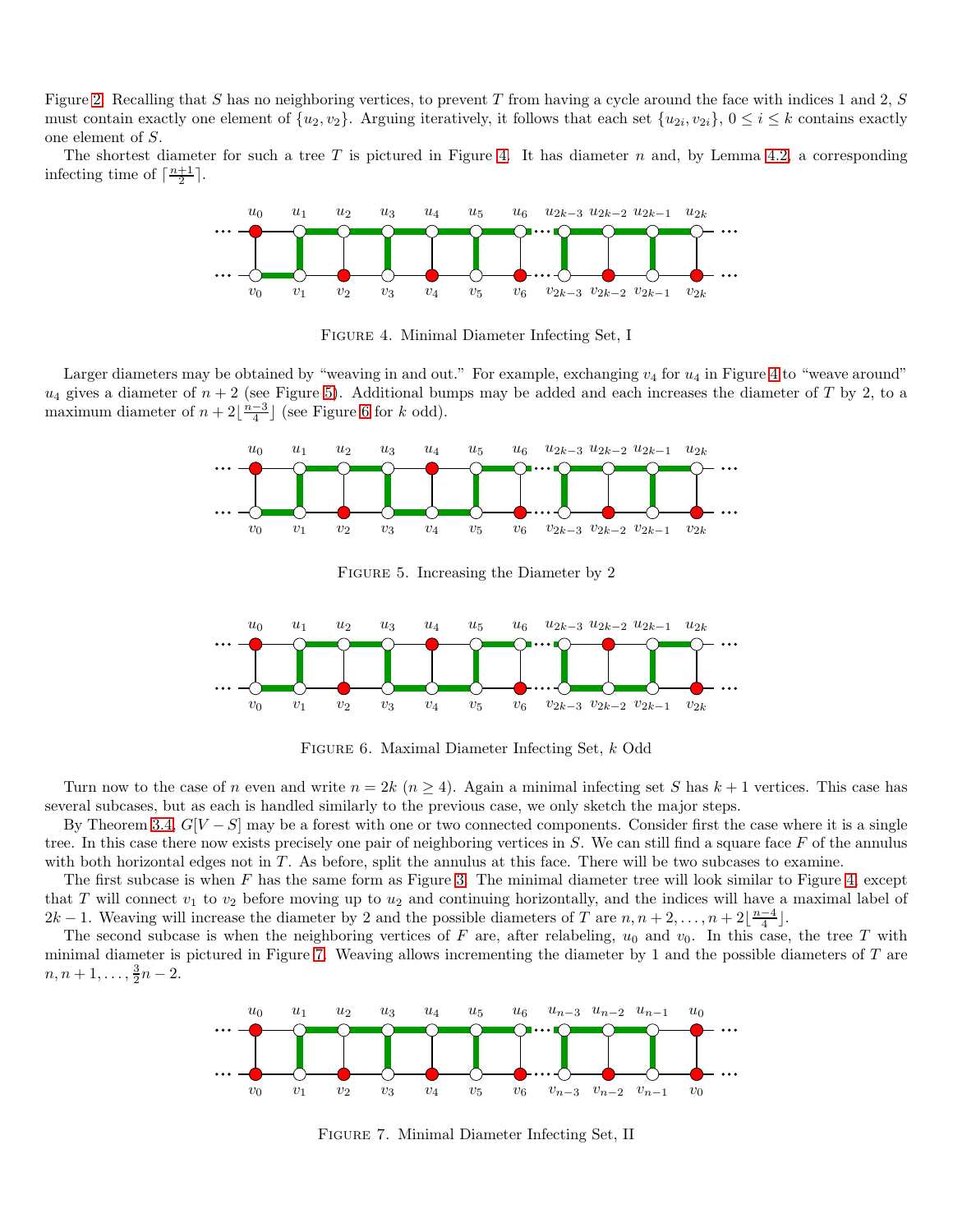Figure 2. Recalling that $S$ has no neighboring vertices, to prevent $T$ from having a cycle around the face with indices 1 and 2, $S$ must contain exactly one element of $\{u_2, v_2\}$. Arguing iteratively, it follows that each set $\{u_{2i}, v_{2i}\}$, $0 \le i \le k$ contains exactly one element of $S$.

The shortest diameter for such a tree $T$ is pictured in Figure 4. It has diameter $n$ and, by Lemma 4.2, a corresponding infecting time of $\lceil \frac{n+1}{2} \rceil$.

Figure 4. Minimal Diameter Infecting Set, I

Larger diameters may be obtained by "weaving in and out." For example, exchanging $v_4$ for $u_4$ in Figure 4 to "weave around" $u_4$ gives a diameter of $n+2$ (see Figure 5). Additional bumps may be added and each increases the diameter of $T$ by 2, to a maximum diameter of $n + 2\lfloor \frac{n-3}{4} \rfloor$ (see Figure 6 for $k$ odd).

Figure 5. Increasing the Diameter by 2

Figure 6. Maximal Diameter Infecting Set, $k$ Odd

Turn now to the case of $n$ even and write $n = 2k$ ($n \ge 4$). Again a minimal infecting set $S$ has $k+1$ vertices. This case has several subcases, but as each is handled similarly to the previous case, we only sketch the major steps.

By Theorem 3.4, $G[V - S]$ may be a forest with one or two connected components. Consider first the case where it is a single tree. In this case there now exists precisely one pair of neighboring vertices in $S$. We can still find a square face $F$ of the annulus with both horizontal edges not in $T$. As before, split the annulus at this face. There will be two subcases to examine.

The first subcase is when $F$ has the same form as Figure 3. The minimal diameter tree will look similar to Figure 4, except that $T$ will connect $v_1$ to $v_2$ before moving up to $u_2$ and continuing horizontally, and the indices will have a maximal label of $2k-1$. Weaving will increase the diameter by 2 and the possible diameters of $T$ are $n, n+2, \ldots, n + 2\lfloor \frac{n-4}{4} \rfloor$.

The second subcase is when the neighboring vertices of $F$ are, after relabeling, $u_0$ and $v_0$. In this case, the tree $T$ with minimal diameter is pictured in Figure 7. Weaving allows incrementing the diameter by 1 and the possible diameters of $T$ are $n, n+1, \ldots, \frac{3}{2}n - 2$.

Figure 7. Minimal Diameter Infecting Set, II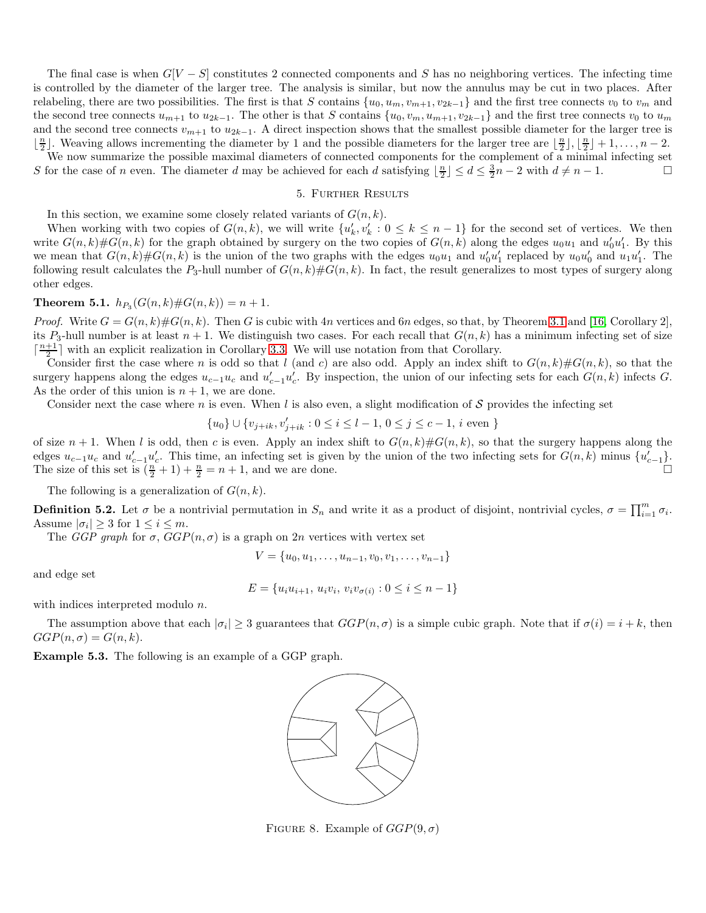The final case is when $G[V-S]$ constitutes 2 connected components and $S$ has no neighboring vertices. The infecting time is controlled by the diameter of the larger tree. The analysis is similar, but now the annulus may be cut in two places. After relabeling, there are two possibilities. The first is that $S$ contains $\{u_0, u_m, v_{m+1}, v_{2k-1}\}$ and the first tree connects $v_0$ to $v_m$ and the second tree connects $u_{m+1}$ to $u_{2k-1}$. The other is that $S$ contains $\{u_0, v_m, u_{m+1}, v_{2k-1}\}$ and the first tree connects $v_0$ to $u_m$ and the second tree connects $v_{m+1}$ to $u_{2k-1}$. A direct inspection shows that the smallest possible diameter for the larger tree is $\lfloor \frac{n}{2} \rfloor$. Weaving allows incrementing the diameter by 1 and the possible diameters for the larger tree are $\lfloor \frac{n}{2} \rfloor, \lfloor \frac{n}{2} \rfloor + 1, \ldots, n-2$.

We now summarize the possible maximal diameters of connected components for the complement of a minimal infecting set $S$ for the case of $n$ even. The diameter $d$ may be achieved for each $d$ satisfying $\lfloor \frac{n}{2} \rfloor \le d \le \frac{3}{2}n - 2$ with $d \ne n-1$. □

## 5. Further Results

In this section, we examine some closely related variants of $G(n,k)$.

When working with two copies of $G(n,k)$, we will write $\{u_k', v_k' : 0 \le k \le n-1\}$ for the second set of vertices. We then write $G(n,k)\#G(n,k)$ for the graph obtained by surgery on the two copies of $G(n,k)$ along the edges $u_0u_1$ and $u_0'u_1'$. By this we mean that $G(n,k)\#G(n,k)$ is the union of the two graphs with the edges $u_0u_1$ and $u_0'u_1'$ replaced by $u_0u_0'$ and $u_1u_1'$. The following result calculates the $P_3$-hull number of $G(n,k)\#G(n,k)$. In fact, the result generalizes to most types of surgery along other edges.

**Theorem 5.1.** $h_{P_3}(G(n,k)\#G(n,k)) = n+1$.

*Proof.* Write $G = G(n,k)\#G(n,k)$. Then $G$ is cubic with $4n$ vertices and $6n$ edges, so that, by Theorem 3.1 and [16, Corollary 2], its $P_3$-hull number is at least $n+1$. We distinguish two cases. For each recall that $G(n,k)$ has a minimum infecting set of size $\lceil \frac{n+1}{2} \rceil$ with an explicit realization in Corollary 3.3. We will use notation from that Corollary.

Consider first the case where $n$ is odd so that $l$ (and $c$) are also odd. Apply an index shift to $G(n,k)\#G(n,k)$, so that the surgery happens along the edges $u_{c-1}u_c$ and $u_{c-1}'u_c'$. By inspection, the union of our infecting sets for each $G(n,k)$ infects $G$. As the order of this union is $n+1$, we are done.

Consider next the case where $n$ is even. When $l$ is also even, a slight modification of $\mathcal{S}$ provides the infecting set

$$\{u_0\} \cup \{v_{j+ik}, v_{j+ik}' : 0 \le i \le l-1,\, 0 \le j \le c-1,\, i \text{ even }\}$$

of size $n+1$. When $l$ is odd, then $c$ is even. Apply an index shift to $G(n,k)\#G(n,k)$, so that the surgery happens along the edges $u_{c-1}u_c$ and $u_{c-1}'u_c'$. This time, an infecting set is given by the union of the two infecting sets for $G(n,k)$ minus $\{u_{c-1}'\}$. The size of this set is $(\frac{n}{2}+1) + \frac{n}{2} = n+1$, and we are done. □

The following is a generalization of $G(n,k)$.

**Definition 5.2.** Let $\sigma$ be a nontrivial permutation in $S_n$ and write it as a product of disjoint, nontrivial cycles, $\sigma = \prod_{i=1}^m \sigma_i$. Assume $|\sigma_i| \ge 3$ for $1 \le i \le m$.

The *GGP graph* for $\sigma$, $GGP(n,\sigma)$ is a graph on $2n$ vertices with vertex set

$$V = \{u_0, u_1, \ldots, u_{n-1}, v_0, v_1, \ldots, v_{n-1}\}$$

and edge set

$$E = \{u_iu_{i+1},\, u_iv_i,\, v_iv_{\sigma(i)} : 0 \le i \le n-1\}$$

with indices interpreted modulo $n$.

The assumption above that each $|\sigma_i| \ge 3$ guarantees that $GGP(n,\sigma)$ is a simple cubic graph. Note that if $\sigma(i) = i+k$, then $GGP(n,\sigma) = G(n,k)$.

**Example 5.3.** The following is an example of a GGP graph.

Figure 8. Example of $GGP(9,\sigma)$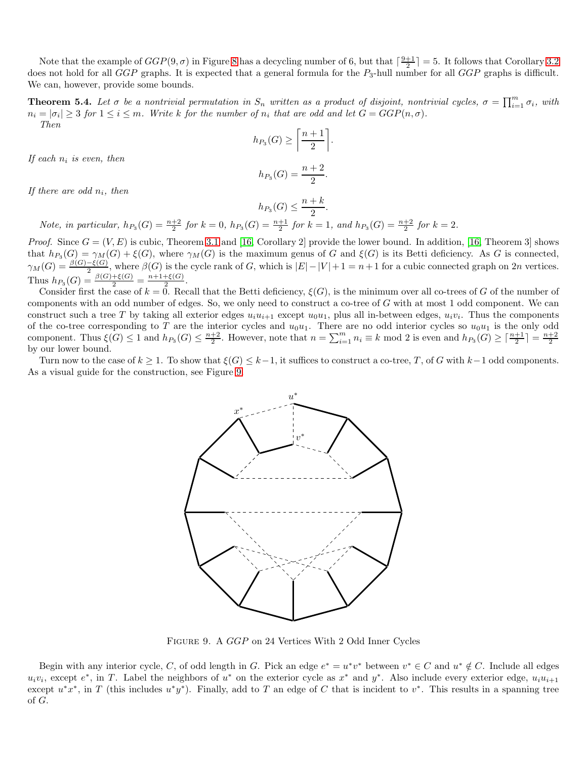Note that the example of $GGP(9, \sigma)$ in Figure 8 has a decycling number of 6, but that $\lceil \frac{9+1}{2} \rceil = 5$. It follows that Corollary 3.2 does not hold for all $GGP$ graphs. It is expected that a general formula for the $P_3$-hull number for all $GGP$ graphs is difficult. We can, however, provide some bounds.

**Theorem 5.4.** *Let $\sigma$ be a nontrivial permutation in $S_n$ written as a product of disjoint, nontrivial cycles, $\sigma = \prod_{i=1}^{m} \sigma_i$, with $n_i = |\sigma_i| \geq 3$ for $1 \leq i \leq m$. Write $k$ for the number of $n_i$ that are odd and let $G = GGP(n, \sigma)$.*

*Then*

$$h_{P_3}(G) \geq \left\lceil \frac{n+1}{2} \right\rceil.$$

*If each $n_i$ is even, then*

$$h_{P_3}(G) = \frac{n+2}{2}.$$

*If there are odd $n_i$, then*

$$h_{P_3}(G) \leq \frac{n+k}{2}.$$

*Note, in particular, $h_{P_3}(G) = \frac{n+2}{2}$ for $k = 0$, $h_{P_3}(G) = \frac{n+1}{2}$ for $k = 1$, and $h_{P_3}(G) = \frac{n+2}{2}$ for $k = 2$.*

*Proof.* Since $G = (V, E)$ is cubic, Theorem 3.1 and [16, Corollary 2] provide the lower bound. In addition, [16, Theorem 3] shows that $h_{P_3}(G) = \gamma_M(G) + \xi(G)$, where $\gamma_M(G)$ is the maximum genus of $G$ and $\xi(G)$ is its Betti deficiency. As $G$ is connected, $\gamma_M(G) = \frac{\beta(G) - \xi(G)}{2}$, where $\beta(G)$ is the cycle rank of $G$, which is $|E| - |V| + 1 = n + 1$ for a cubic connected graph on $2n$ vertices. Thus $h_{P_3}(G) = \frac{\beta(G) + \xi(G)}{2} = \frac{n+1+\xi(G)}{2}$.

Consider first the case of $k = 0$. Recall that the Betti deficiency, $\xi(G)$, is the minimum over all co-trees of $G$ of the number of components with an odd number of edges. So, we only need to construct a co-tree of $G$ with at most 1 odd component. We can construct such a tree $T$ by taking all exterior edges $u_i u_{i+1}$ except $u_0 u_1$, plus all in-between edges, $u_i v_i$. Thus the components of the co-tree corresponding to $T$ are the interior cycles and $u_0 u_1$. There are no odd interior cycles so $u_0 u_1$ is the only odd component. Thus $\xi(G) \leq 1$ and $h_{P_3}(G) \leq \frac{n+2}{2}$. However, note that $n = \sum_{i=1}^{m} n_i \equiv k \bmod 2$ is even and $h_{P_3}(G) \geq \lceil \frac{n+1}{2} \rceil = \frac{n+2}{2}$ by our lower bound.

Turn now to the case of $k \geq 1$. To show that $\xi(G) \leq k - 1$, it suffices to construct a co-tree, $T$, of $G$ with $k - 1$ odd components. As a visual guide for the construction, see Figure 9.

Figure 9. A $GGP$ on 24 Vertices With 2 Odd Inner Cycles

Begin with any interior cycle, $C$, of odd length in $G$. Pick an edge $e^* = u^* v^*$ between $v^* \in C$ and $u^* \notin C$. Include all edges $u_i v_i$, except $e^*$, in $T$. Label the neighbors of $u^*$ on the exterior cycle as $x^*$ and $y^*$. Also include every exterior edge, $u_i u_{i+1}$ except $u^* x^*$, in $T$ (this includes $u^* y^*$). Finally, add to $T$ an edge of $C$ that is incident to $v^*$. This results in a spanning tree of $G$.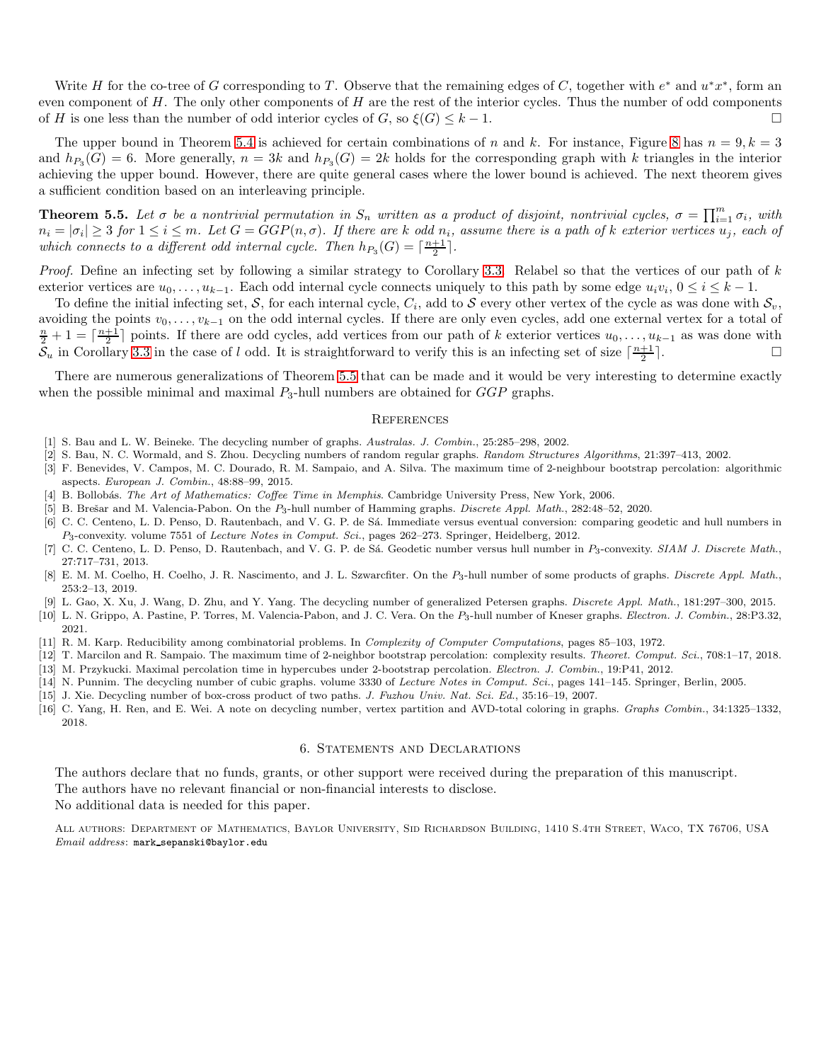Write $H$ for the co-tree of $G$ corresponding to $T$. Observe that the remaining edges of $C$, together with $e^*$ and $u^*x^*$, form an even component of $H$. The only other components of $H$ are the rest of the interior cycles. Thus the number of odd components of $H$ is one less than the number of odd interior cycles of $G$, so $\xi(G) \leq k-1$. □

The upper bound in Theorem 5.4 is achieved for certain combinations of $n$ and $k$. For instance, Figure 8 has $n = 9, k = 3$ and $h_{P_3}(G) = 6$. More generally, $n = 3k$ and $h_{P_3}(G) = 2k$ holds for the corresponding graph with $k$ triangles in the interior achieving the upper bound. However, there are quite general cases where the lower bound is achieved. The next theorem gives a sufficient condition based on an interleaving principle.

**Theorem 5.5.** *Let $\sigma$ be a nontrivial permutation in $S_n$ written as a product of disjoint, nontrivial cycles, $\sigma = \prod_{i=1}^m \sigma_i$, with $n_i = |\sigma_i| \geq 3$ for $1 \leq i \leq m$. Let $G = GGP(n, \sigma)$. If there are $k$ odd $n_i$, assume there is a path of $k$ exterior vertices $u_j$, each of which connects to a different odd internal cycle. Then $h_{P_3}(G) = \lceil \frac{n+1}{2} \rceil$.*

*Proof.* Define an infecting set by following a similar strategy to Corollary 3.3. Relabel so that the vertices of our path of $k$ exterior vertices are $u_0, \ldots, u_{k-1}$. Each odd internal cycle connects uniquely to this path by some edge $u_i v_i$, $0 \leq i \leq k-1$.

To define the initial infecting set, $\mathcal{S}$, for each internal cycle, $C_i$, add to $\mathcal{S}$ every other vertex of the cycle as was done with $\mathcal{S}_v$, avoiding the points $v_0, \ldots, v_{k-1}$ on the odd internal cycles. If there are only even cycles, add one external vertex for a total of $\frac{n}{2} + 1 = \lceil \frac{n+1}{2} \rceil$ points. If there are odd cycles, add vertices from our path of $k$ exterior vertices $u_0, \ldots, u_{k-1}$ as was done with $\mathcal{S}_u$ in Corollary 3.3 in the case of $l$ odd. It is straightforward to verify this is an infecting set of size $\lceil \frac{n+1}{2} \rceil$. □

There are numerous generalizations of Theorem 5.5 that can be made and it would be very interesting to determine exactly when the possible minimal and maximal $P_3$-hull numbers are obtained for $GGP$ graphs.

## References

[1] S. Bau and L. W. Beineke. The decycling number of graphs. *Australas. J. Combin.*, 25:285–298, 2002.

[2] S. Bau, N. C. Wormald, and S. Zhou. Decycling numbers of random regular graphs. *Random Structures Algorithms*, 21:397–413, 2002.

[3] F. Benevides, V. Campos, M. C. Dourado, R. M. Sampaio, and A. Silva. The maximum time of 2-neighbour bootstrap percolation: algorithmic aspects. *European J. Combin.*, 48:88–99, 2015.

[4] B. Bollobás. *The Art of Mathematics: Coffee Time in Memphis*. Cambridge University Press, New York, 2006.

[5] B. Brešar and M. Valencia-Pabon. On the $P_3$-hull number of Hamming graphs. *Discrete Appl. Math.*, 282:48–52, 2020.

[6] C. C. Centeno, L. D. Penso, D. Rautenbach, and V. G. P. de Sá. Immediate versus eventual conversion: comparing geodetic and hull numbers in $P_3$-convexity. volume 7551 of *Lecture Notes in Comput. Sci.*, pages 262–273. Springer, Heidelberg, 2012.

[7] C. C. Centeno, L. D. Penso, D. Rautenbach, and V. G. P. de Sá. Geodetic number versus hull number in $P_3$-convexity. *SIAM J. Discrete Math.*, 27:717–731, 2013.

[8] E. M. M. Coelho, H. Coelho, J. R. Nascimento, and J. L. Szwarcfiter. On the $P_3$-hull number of some products of graphs. *Discrete Appl. Math.*, 253:2–13, 2019.

[9] L. Gao, X. Xu, J. Wang, D. Zhu, and Y. Yang. The decycling number of generalized Petersen graphs. *Discrete Appl. Math.*, 181:297–300, 2015.

[10] L. N. Grippo, A. Pastine, P. Torres, M. Valencia-Pabon, and J. C. Vera. On the $P_3$-hull number of Kneser graphs. *Electron. J. Combin.*, 28:P3.32, 2021.

[11] R. M. Karp. Reducibility among combinatorial problems. In *Complexity of Computer Computations*, pages 85–103, 1972.

[12] T. Marcilon and R. Sampaio. The maximum time of 2-neighbor bootstrap percolation: complexity results. *Theoret. Comput. Sci.*, 708:1–17, 2018.

[13] M. Przykucki. Maximal percolation time in hypercubes under 2-bootstrap percolation. *Electron. J. Combin.*, 19:P41, 2012.

[14] N. Punnim. The decycling number of cubic graphs. volume 3330 of *Lecture Notes in Comput. Sci.*, pages 141–145. Springer, Berlin, 2005.

[15] J. Xie. Decycling number of box-cross product of two paths. *J. Fuzhou Univ. Nat. Sci. Ed.*, 35:16–19, 2007.

[16] C. Yang, H. Ren, and E. Wei. A note on decycling number, vertex partition and AVD-total coloring in graphs. *Graphs Combin.*, 34:1325–1332, 2018.

## 6. Statements and Declarations

The authors declare that no funds, grants, or other support were received during the preparation of this manuscript.
The authors have no relevant financial or non-financial interests to disclose.
No additional data is needed for this paper.

All authors: Department of Mathematics, Baylor University, Sid Richardson Building, 1410 S.4th Street, Waco, TX 76706, USA
*Email address*: mark_sepanski@baylor.edu